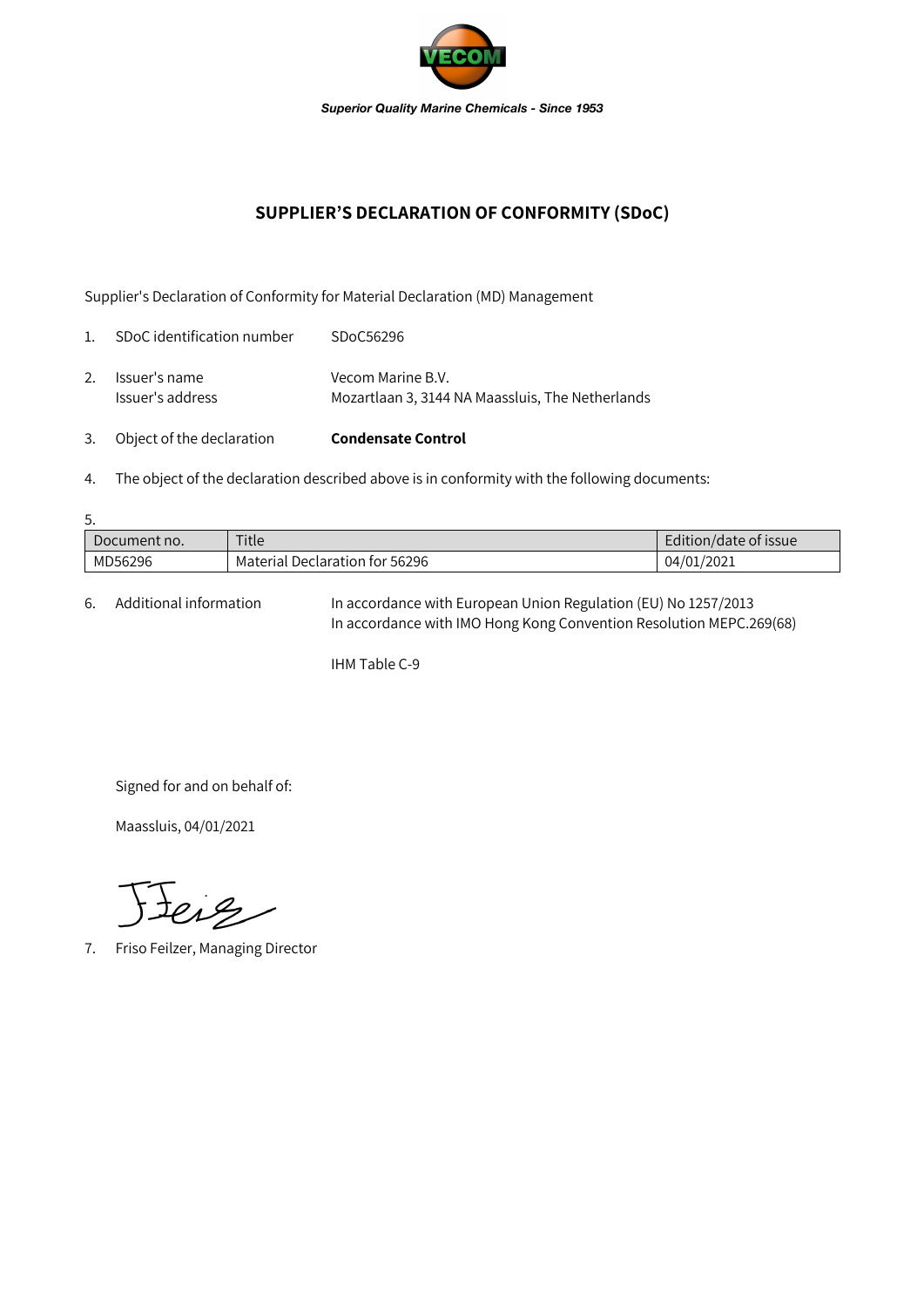*Superior Quality Marine Chemicals - Since 1953*

# SUPPLIER'S DECLARATION OF CONFORMITY (SDoC)

Supplier's Declaration of Conformity for Material Declaration (MD) Management

1. SDoC identification number SDoC56296

2. Issuer's name Vecom Marine B.V.
   Issuer's address Mozartlaan 3, 3144 NA Maassluis, The Netherlands

3. Object of the declaration **Condensate Control**

4. The object of the declaration described above is in conformity with the following documents:

5.

| Document no. | Title | Edition/date of issue |
| --- | --- | --- |
| MD56296 | Material Declaration for 56296 | 04/01/2021 |

6. Additional information In accordance with European Union Regulation (EU) No 1257/2013
   In accordance with IMO Hong Kong Convention Resolution MEPC.269(68)

   IHM Table C-9

Signed for and on behalf of:

Maassluis, 04/01/2021

7. Friso Feilzer, Managing Director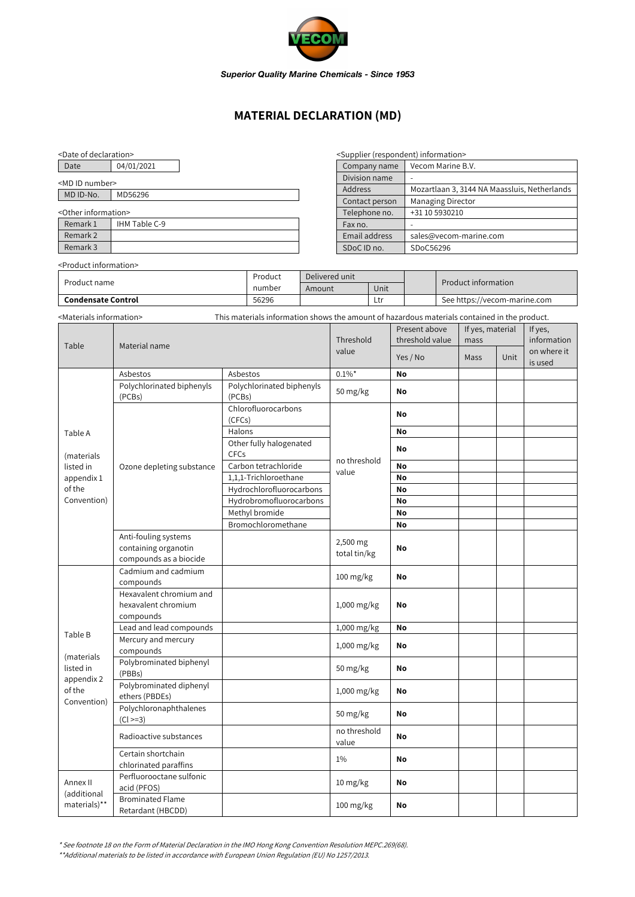VECOM

*Superior Quality Marine Chemicals - Since 1953*

# MATERIAL DECLARATION (MD)

<Date of declaration>

| | |
|---|---|
| Date | 04/01/2021 |

<MD ID number>

| | |
|---|---|
| MD ID-No. | MD56296 |

<Other information>

| | |
|---|---|
| Remark 1 | IHM Table C-9 |
| Remark 2 | |
| Remark 3 | |

<Supplier (respondent) information>

| | |
|---|---|
| Company name | Vecom Marine B.V. |
| Division name | - |
| Address | Mozartlaan 3, 3144 NA Maassluis, Netherlands |
| Contact person | Managing Director |
| Telephone no. | +31 10 5930210 |
| Fax no. | - |
| Email address | sales@vecom-marine.com |
| SDoC ID no. | SDoC56296 |

<Product information>

| Product name | Product number | Delivered unit | | | Product information |
|---|---|---|---|---|---|
| | | Amount | Unit | | |
| **Condensate Control** | 56296 | | Ltr | | See https://vecom-marine.com |

<Materials information> This materials information shows the amount of hazardous materials contained in the product.

| Table | Material name | | Threshold value | Present above threshold value | If yes, material mass | | If yes, information on where it is used |
|---|---|---|---|---|---|---|---|
| | | | | Yes / No | Mass | Unit | |
| Table A (materials listed in appendix 1 of the Convention) | Asbestos | Asbestos | 0.1%* | **No** | | | |
| | Polychlorinated biphenyls (PCBs) | Polychlorinated biphenyls (PCBs) | 50 mg/kg | **No** | | | |
| | Ozone depleting substance | Chlorofluorocarbons (CFCs) | no threshold value | **No** | | | |
| | | Halons | | **No** | | | |
| | | Other fully halogenated CFCs | | **No** | | | |
| | | Carbon tetrachloride | | **No** | | | |
| | | 1,1,1-Trichloroethane | | **No** | | | |
| | | Hydrochlorofluorocarbons | | **No** | | | |
| | | Hydrobromofluorocarbons | | **No** | | | |
| | | Methyl bromide | | **No** | | | |
| | | Bromochloromethane | | **No** | | | |
| | Anti-fouling systems containing organotin compounds as a biocide | | 2,500 mg total tin/kg | **No** | | | |
| Table B (materials listed in appendix 2 of the Convention) | Cadmium and cadmium compounds | | 100 mg/kg | **No** | | | |
| | Hexavalent chromium and hexavalent chromium compounds | | 1,000 mg/kg | **No** | | | |
| | Lead and lead compounds | | 1,000 mg/kg | **No** | | | |
| | Mercury and mercury compounds | | 1,000 mg/kg | **No** | | | |
| | Polybrominated biphenyl (PBBs) | | 50 mg/kg | **No** | | | |
| | Polybrominated diphenyl ethers (PBDEs) | | 1,000 mg/kg | **No** | | | |
| | Polychloronaphthalenes (Cl >=3) | | 50 mg/kg | **No** | | | |
| | Radioactive substances | | no threshold value | **No** | | | |
| | Certain shortchain chlorinated paraffins | | 1% | **No** | | | |
| Annex II (additional materials)** | Perfluorooctane sulfonic acid (PFOS) | | 10 mg/kg | **No** | | | |
| | Brominated Flame Retardant (HBCDD) | | 100 mg/kg | **No** | | | |

*\* See footnote 18 on the Form of Material Declaration in the IMO Hong Kong Convention Resolution MEPC.269(68).*

*\*\*Additional materials to be listed in accordance with European Union Regulation (EU) No 1257/2013.*